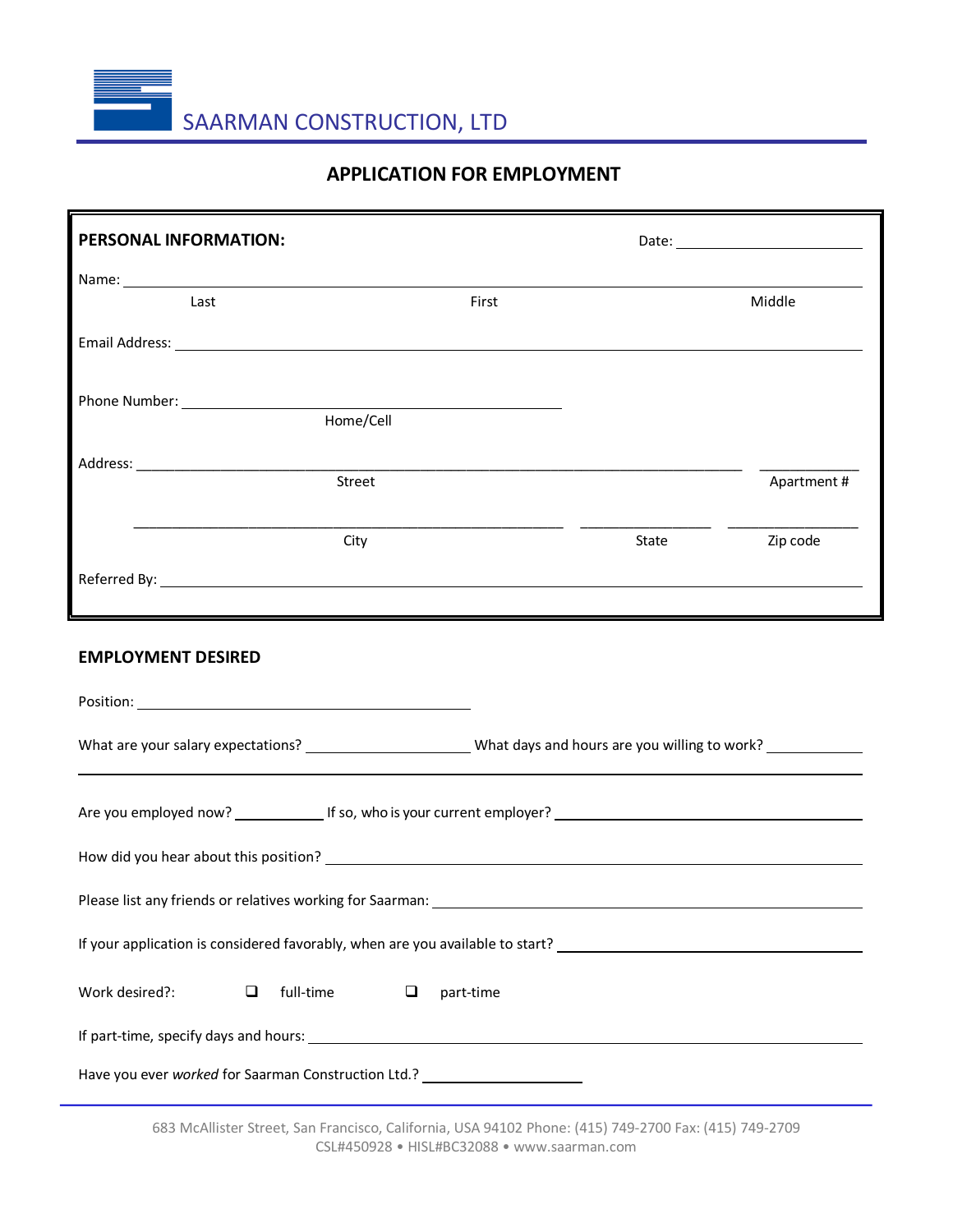SAARMAN CONSTRUCTION, LTD

# APPLICATION FOR EMPLOYMENT

**PERSONAL INFORMATION:** Date: ____________________

Name: ________________________________________________________________
Last First Middle

Email Address: ________________________________________________________

Phone Number: ______________________________
Home/Cell

Address: ______________________________________________ __________
Street Apartment #

______________________________ __________ __________
City State Zip code

Referred By: __________________________________________________________

## EMPLOYMENT DESIRED

Position: ______________________________

What are your salary expectations? ______________ What days and hours are you willing to work? __________

________________________________________________________________

Are you employed now? ________ If so, who is your current employer? ______________________

How did you hear about this position? ______________________________________

Please list any friends or relatives working for Saarman: ____________________________

If your application is considered favorably, when are you available to start? ________________

Work desired?: ☐ full-time ☐ part-time

If part-time, specify days and hours: ______________________________________

Have you ever *worked* for Saarman Construction Ltd.? ______________

683 McAllister Street, San Francisco, California, USA 94102 Phone: (415) 749-2700 Fax: (415) 749-2709
CSL#450928 • HISL#BC32088 • www.saarman.com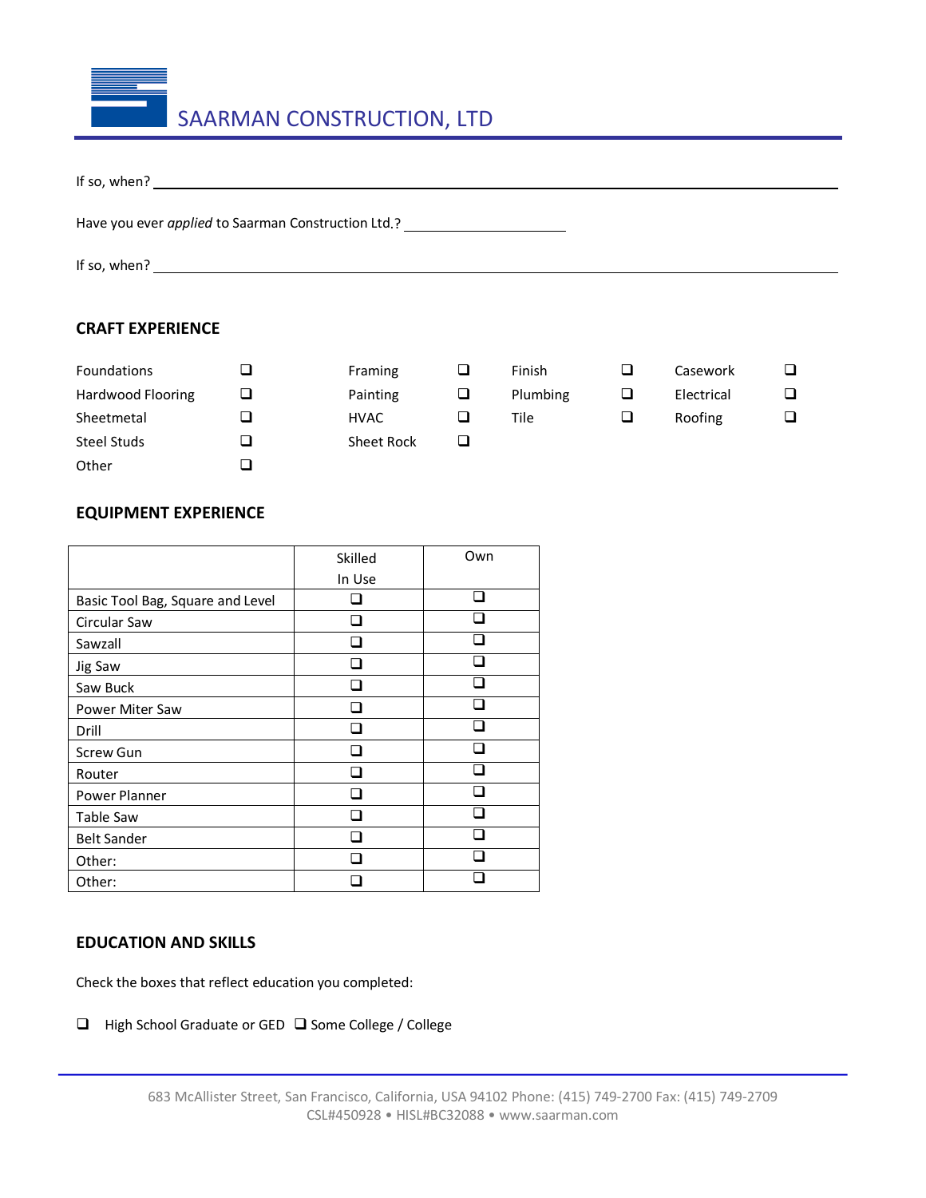If so, when? ________________________________________________________________

Have you ever *applied* to Saarman Construction Ltd.? ____________________

If so, when? ________________________________________________________________

## CRAFT EXPERIENCE

| | | | | | | | |
|---|---|---|---|---|---|---|---|
| Foundations | ❑ | Framing | ❑ | Finish | ❑ | Casework | ❑ |
| Hardwood Flooring | ❑ | Painting | ❑ | Plumbing | ❑ | Electrical | ❑ |
| Sheetmetal | ❑ | HVAC | ❑ | Tile | ❑ | Roofing | ❑ |
| Steel Studs | ❑ | Sheet Rock | ❑ | | | | |
| Other | ❑ | | | | | | |

## EQUIPMENT EXPERIENCE

| | Skilled In Use | Own |
|---|---|---|
| Basic Tool Bag, Square and Level | ❑ | ❑ |
| Circular Saw | ❑ | ❑ |
| Sawzall | ❑ | ❑ |
| Jig Saw | ❑ | ❑ |
| Saw Buck | ❑ | ❑ |
| Power Miter Saw | ❑ | ❑ |
| Drill | ❑ | ❑ |
| Screw Gun | ❑ | ❑ |
| Router | ❑ | ❑ |
| Power Planner | ❑ | ❑ |
| Table Saw | ❑ | ❑ |
| Belt Sander | ❑ | ❑ |
| Other: | ❑ | ❑ |
| Other: | ❑ | ❑ |

## EDUCATION AND SKILLS

Check the boxes that reflect education you completed:

❑ High School Graduate or GED ❑ Some College / College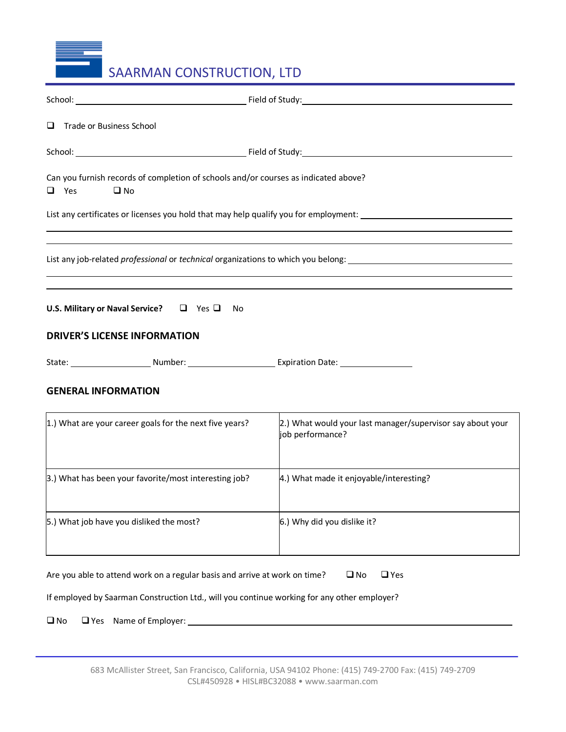SAARMAN CONSTRUCTION, LTD

School: ______________________ Field of Study: ______________________

☐ Trade or Business School

School: ______________________ Field of Study: ______________________

Can you furnish records of completion of schools and/or courses as indicated above?

☐ Yes ☐ No

List any certificates or licenses you hold that may help qualify you for employment: ______________________

______________________________________________

______________________________________________

List any job-related *professional* or *technical* organizations to which you belong: ______________________

______________________________________________

______________________________________________

**U.S. Military or Naval Service?** ☐ Yes ☐ No

## DRIVER'S LICENSE INFORMATION

State: ____________ Number: ____________ Expiration Date: ____________

## GENERAL INFORMATION

| 1.) What are your career goals for the next five years? | 2.) What would your last manager/supervisor say about your job performance? |
|---|---|
| 3.) What has been your favorite/most interesting job? | 4.) What made it enjoyable/interesting? |
| 5.) What job have you disliked the most? | 6.) Why did you dislike it? |

Are you able to attend work on a regular basis and arrive at work on time? ☐ No ☐ Yes

If employed by Saarman Construction Ltd., will you continue working for any other employer?

☐ No ☐ Yes Name of Employer: ______________________

683 McAllister Street, San Francisco, California, USA 94102 Phone: (415) 749-2700 Fax: (415) 749-2709
CSL#450928 • HISL#BC32088 • www.saarman.com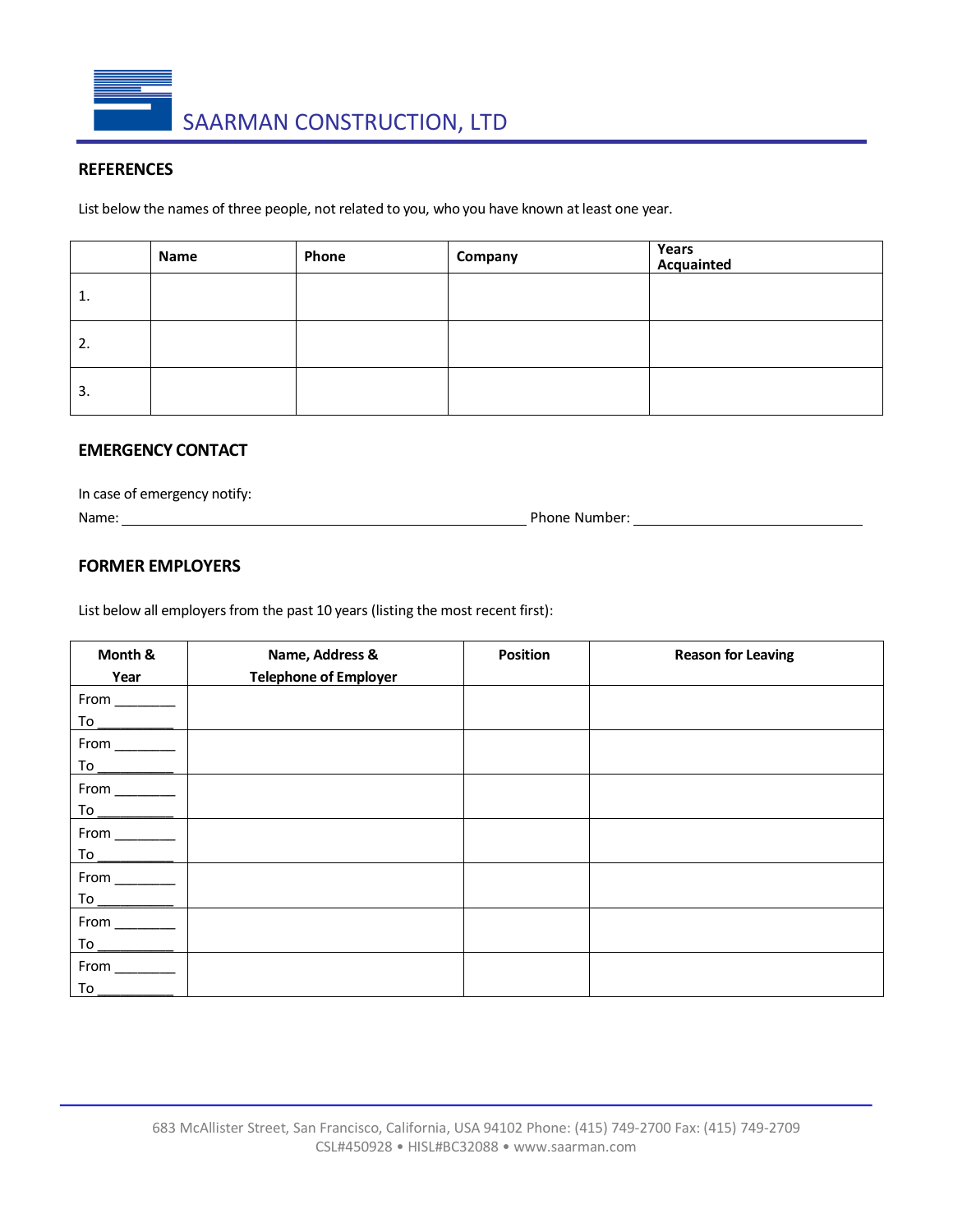SAARMAN CONSTRUCTION, LTD

## REFERENCES

List below the names of three people, not related to you, who you have known at least one year.

| | Name | Phone | Company | Years Acquainted |
|---|---|---|---|---|
| 1. | | | | |
| 2. | | | | |
| 3. | | | | |

## EMERGENCY CONTACT

In case of emergency notify:

Name: ______________________________________________ Phone Number: ____________________________

## FORMER EMPLOYERS

List below all employers from the past 10 years (listing the most recent first):

| Month & Year | Name, Address & Telephone of Employer | Position | Reason for Leaving |
|---|---|---|---|
| From ________ To __________ | | | |
| From ________ To __________ | | | |
| From ________ To __________ | | | |
| From ________ To __________ | | | |
| From ________ To __________ | | | |
| From ________ To __________ | | | |
| From ________ To __________ | | | |

683 McAllister Street, San Francisco, California, USA 94102 Phone: (415) 749-2700 Fax: (415) 749-2709
CSL#450928 • HISL#BC32088 • www.saarman.com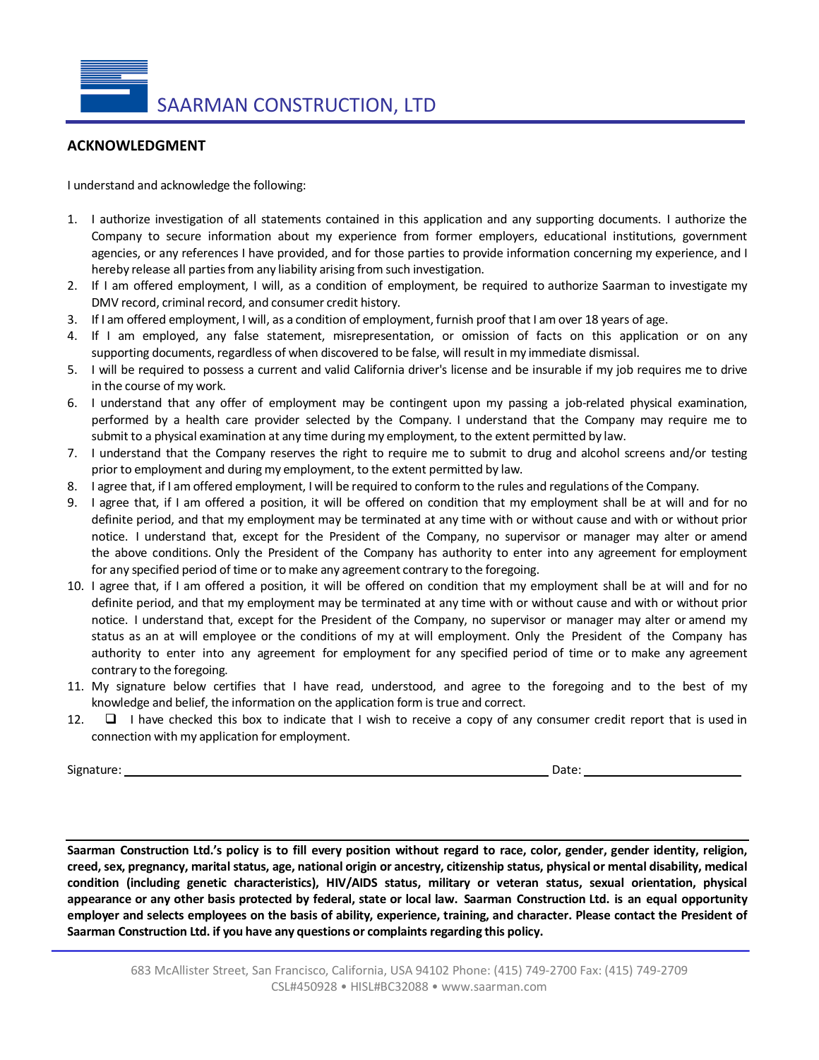SAARMAN CONSTRUCTION, LTD

## ACKNOWLEDGMENT

I understand and acknowledge the following:

1. I authorize investigation of all statements contained in this application and any supporting documents. I authorize the Company to secure information about my experience from former employers, educational institutions, government agencies, or any references I have provided, and for those parties to provide information concerning my experience, and I hereby release all parties from any liability arising from such investigation.
2. If I am offered employment, I will, as a condition of employment, be required to authorize Saarman to investigate my DMV record, criminal record, and consumer credit history.
3. If I am offered employment, I will, as a condition of employment, furnish proof that I am over 18 years of age.
4. If I am employed, any false statement, misrepresentation, or omission of facts on this application or on any supporting documents, regardless of when discovered to be false, will result in my immediate dismissal.
5. I will be required to possess a current and valid California driver's license and be insurable if my job requires me to drive in the course of my work.
6. I understand that any offer of employment may be contingent upon my passing a job-related physical examination, performed by a health care provider selected by the Company. I understand that the Company may require me to submit to a physical examination at any time during my employment, to the extent permitted by law.
7. I understand that the Company reserves the right to require me to submit to drug and alcohol screens and/or testing prior to employment and during my employment, to the extent permitted by law.
8. I agree that, if I am offered employment, I will be required to conform to the rules and regulations of the Company.
9. I agree that, if I am offered a position, it will be offered on condition that my employment shall be at will and for no definite period, and that my employment may be terminated at any time with or without cause and with or without prior notice. I understand that, except for the President of the Company, no supervisor or manager may alter or amend the above conditions. Only the President of the Company has authority to enter into any agreement for employment for any specified period of time or to make any agreement contrary to the foregoing.
10. I agree that, if I am offered a position, it will be offered on condition that my employment shall be at will and for no definite period, and that my employment may be terminated at any time with or without cause and with or without prior notice. I understand that, except for the President of the Company, no supervisor or manager may alter or amend my status as an at will employee or the conditions of my at will employment. Only the President of the Company has authority to enter into any agreement for employment for any specified period of time or to make any agreement contrary to the foregoing.
11. My signature below certifies that I have read, understood, and agree to the foregoing and to the best of my knowledge and belief, the information on the application form is true and correct.
12. ❑ I have checked this box to indicate that I wish to receive a copy of any consumer credit report that is used in connection with my application for employment.

Signature: ______________________________ Date: ______________

**Saarman Construction Ltd.'s policy is to fill every position without regard to race, color, gender, gender identity, religion, creed, sex, pregnancy, marital status, age, national origin or ancestry, citizenship status, physical or mental disability, medical condition (including genetic characteristics), HIV/AIDS status, military or veteran status, sexual orientation, physical appearance or any other basis protected by federal, state or local law. Saarman Construction Ltd. is an equal opportunity employer and selects employees on the basis of ability, experience, training, and character. Please contact the President of Saarman Construction Ltd. if you have any questions or complaints regarding this policy.**

683 McAllister Street, San Francisco, California, USA 94102 Phone: (415) 749-2700 Fax: (415) 749-2709
CSL#450928 • HISL#BC32088 • www.saarman.com